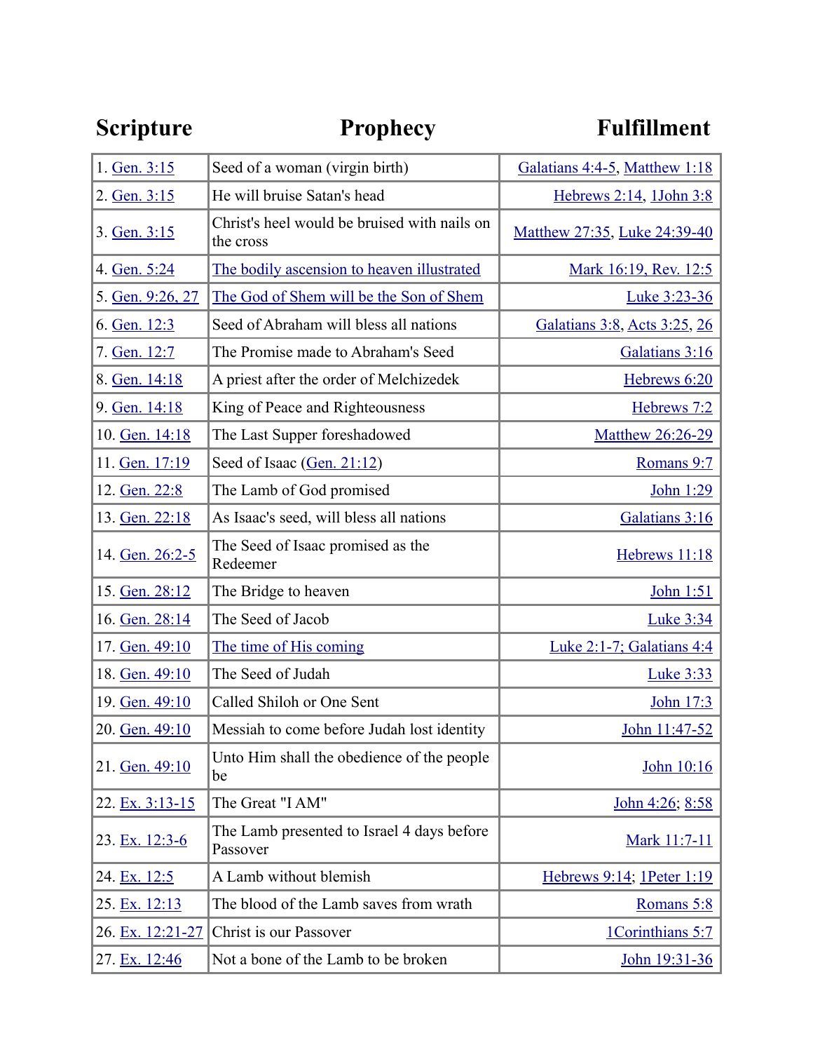| Scripture | Prophecy | Fulfillment |
| --- | --- | --- |
| 1. Gen. 3:15 | Seed of a woman (virgin birth) | Galatians 4:4-5, Matthew 1:18 |
| 2. Gen. 3:15 | He will bruise Satan's head | Hebrews 2:14, 1John 3:8 |
| 3. Gen. 3:15 | Christ's heel would be bruised with nails on the cross | Matthew 27:35, Luke 24:39-40 |
| 4. Gen. 5:24 | The bodily ascension to heaven illustrated | Mark 16:19, Rev. 12:5 |
| 5. Gen. 9:26, 27 | The God of Shem will be the Son of Shem | Luke 3:23-36 |
| 6. Gen. 12:3 | Seed of Abraham will bless all nations | Galatians 3:8, Acts 3:25, 26 |
| 7. Gen. 12:7 | The Promise made to Abraham's Seed | Galatians 3:16 |
| 8. Gen. 14:18 | A priest after the order of Melchizedek | Hebrews 6:20 |
| 9. Gen. 14:18 | King of Peace and Righteousness | Hebrews 7:2 |
| 10. Gen. 14:18 | The Last Supper foreshadowed | Matthew 26:26-29 |
| 11. Gen. 17:19 | Seed of Isaac (Gen. 21:12) | Romans 9:7 |
| 12. Gen. 22:8 | The Lamb of God promised | John 1:29 |
| 13. Gen. 22:18 | As Isaac's seed, will bless all nations | Galatians 3:16 |
| 14. Gen. 26:2-5 | The Seed of Isaac promised as the Redeemer | Hebrews 11:18 |
| 15. Gen. 28:12 | The Bridge to heaven | John 1:51 |
| 16. Gen. 28:14 | The Seed of Jacob | Luke 3:34 |
| 17. Gen. 49:10 | The time of His coming | Luke 2:1-7; Galatians 4:4 |
| 18. Gen. 49:10 | The Seed of Judah | Luke 3:33 |
| 19. Gen. 49:10 | Called Shiloh or One Sent | John 17:3 |
| 20. Gen. 49:10 | Messiah to come before Judah lost identity | John 11:47-52 |
| 21. Gen. 49:10 | Unto Him shall the obedience of the people be | John 10:16 |
| 22. Ex. 3:13-15 | The Great "I AM" | John 4:26; 8:58 |
| 23. Ex. 12:3-6 | The Lamb presented to Israel 4 days before Passover | Mark 11:7-11 |
| 24. Ex. 12:5 | A Lamb without blemish | Hebrews 9:14; 1Peter 1:19 |
| 25. Ex. 12:13 | The blood of the Lamb saves from wrath | Romans 5:8 |
| 26. Ex. 12:21-27 | Christ is our Passover | 1Corinthians 5:7 |
| 27. Ex. 12:46 | Not a bone of the Lamb to be broken | John 19:31-36 |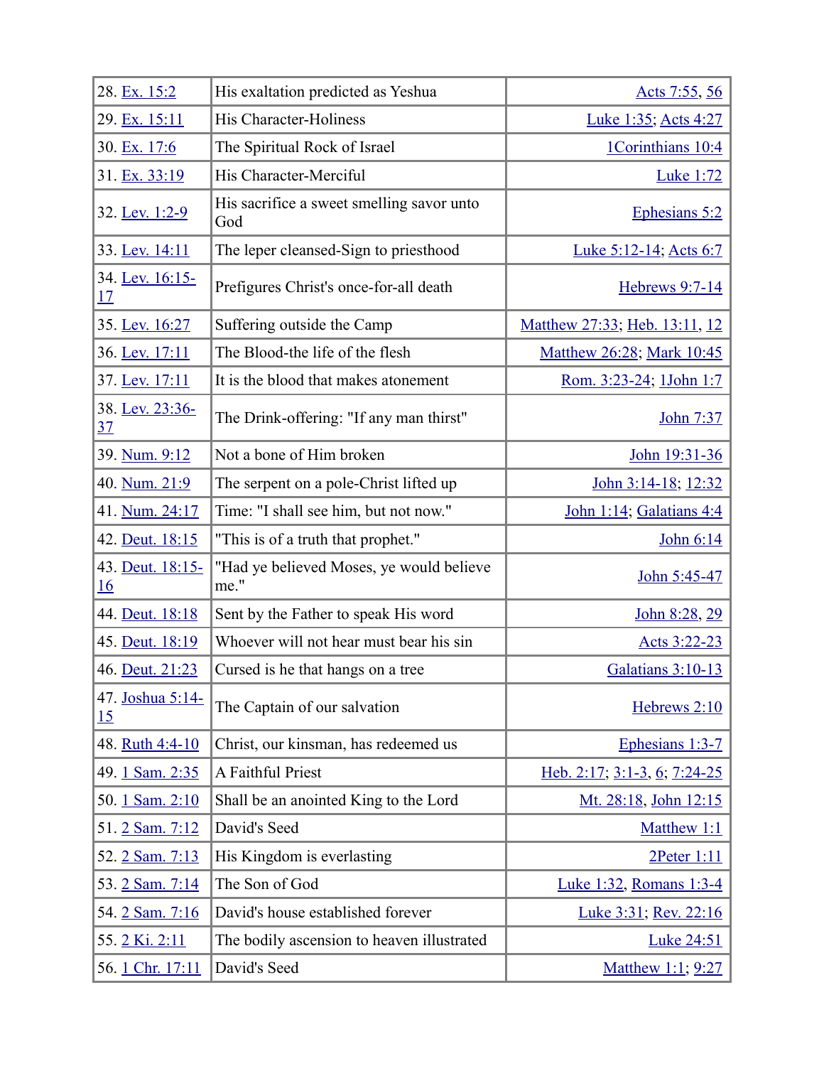| 28. Ex. 15:2 | His exaltation predicted as Yeshua | Acts 7:55, 56 |
|---|---|---|
| 29. Ex. 15:11 | His Character-Holiness | Luke 1:35; Acts 4:27 |
| 30. Ex. 17:6 | The Spiritual Rock of Israel | 1Corinthians 10:4 |
| 31. Ex. 33:19 | His Character-Merciful | Luke 1:72 |
| 32. Lev. 1:2-9 | His sacrifice a sweet smelling savor unto God | Ephesians 5:2 |
| 33. Lev. 14:11 | The leper cleansed-Sign to priesthood | Luke 5:12-14; Acts 6:7 |
| 34. Lev. 16:15-17 | Prefigures Christ's once-for-all death | Hebrews 9:7-14 |
| 35. Lev. 16:27 | Suffering outside the Camp | Matthew 27:33; Heb. 13:11, 12 |
| 36. Lev. 17:11 | The Blood-the life of the flesh | Matthew 26:28; Mark 10:45 |
| 37. Lev. 17:11 | It is the blood that makes atonement | Rom. 3:23-24; 1John 1:7 |
| 38. Lev. 23:36-37 | The Drink-offering: "If any man thirst" | John 7:37 |
| 39. Num. 9:12 | Not a bone of Him broken | John 19:31-36 |
| 40. Num. 21:9 | The serpent on a pole-Christ lifted up | John 3:14-18; 12:32 |
| 41. Num. 24:17 | Time: "I shall see him, but not now." | John 1:14; Galatians 4:4 |
| 42. Deut. 18:15 | "This is of a truth that prophet." | John 6:14 |
| 43. Deut. 18:15-16 | "Had ye believed Moses, ye would believe me." | John 5:45-47 |
| 44. Deut. 18:18 | Sent by the Father to speak His word | John 8:28, 29 |
| 45. Deut. 18:19 | Whoever will not hear must bear his sin | Acts 3:22-23 |
| 46. Deut. 21:23 | Cursed is he that hangs on a tree | Galatians 3:10-13 |
| 47. Joshua 5:14-15 | The Captain of our salvation | Hebrews 2:10 |
| 48. Ruth 4:4-10 | Christ, our kinsman, has redeemed us | Ephesians 1:3-7 |
| 49. 1 Sam. 2:35 | A Faithful Priest | Heb. 2:17; 3:1-3, 6; 7:24-25 |
| 50. 1 Sam. 2:10 | Shall be an anointed King to the Lord | Mt. 28:18, John 12:15 |
| 51. 2 Sam. 7:12 | David's Seed | Matthew 1:1 |
| 52. 2 Sam. 7:13 | His Kingdom is everlasting | 2Peter 1:11 |
| 53. 2 Sam. 7:14 | The Son of God | Luke 1:32, Romans 1:3-4 |
| 54. 2 Sam. 7:16 | David's house established forever | Luke 3:31; Rev. 22:16 |
| 55. 2 Ki. 2:11 | The bodily ascension to heaven illustrated | Luke 24:51 |
| 56. 1 Chr. 17:11 | David's Seed | Matthew 1:1; 9:27 |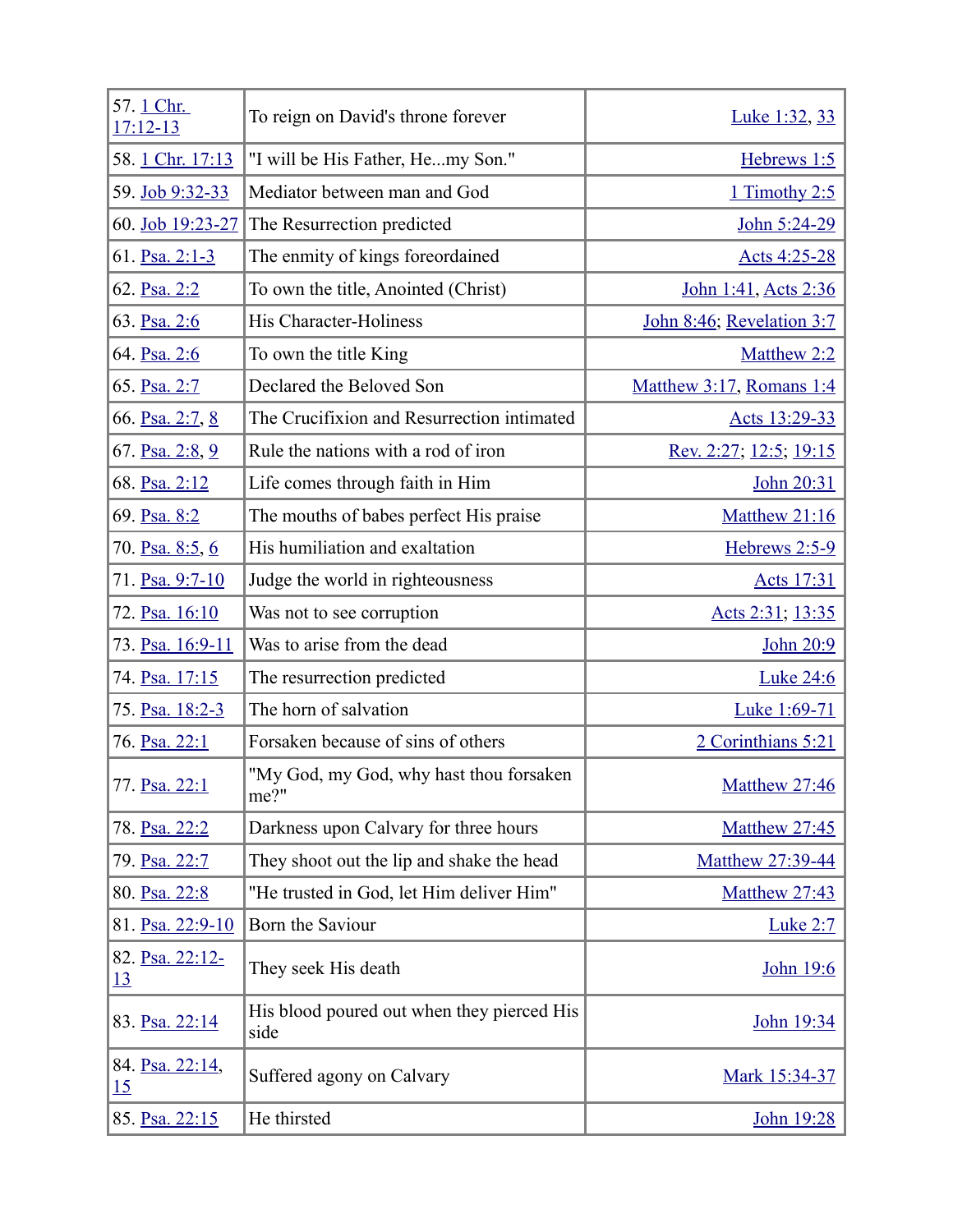| | | |
|---|---|---|
| 57. 1 Chr. 17:12-13 | To reign on David's throne forever | Luke 1:32, 33 |
| 58. 1 Chr. 17:13 | "I will be His Father, He...my Son." | Hebrews 1:5 |
| 59. Job 9:32-33 | Mediator between man and God | 1 Timothy 2:5 |
| 60. Job 19:23-27 | The Resurrection predicted | John 5:24-29 |
| 61. Psa. 2:1-3 | The enmity of kings foreordained | Acts 4:25-28 |
| 62. Psa. 2:2 | To own the title, Anointed (Christ) | John 1:41, Acts 2:36 |
| 63. Psa. 2:6 | His Character-Holiness | John 8:46; Revelation 3:7 |
| 64. Psa. 2:6 | To own the title King | Matthew 2:2 |
| 65. Psa. 2:7 | Declared the Beloved Son | Matthew 3:17, Romans 1:4 |
| 66. Psa. 2:7, 8 | The Crucifixion and Resurrection intimated | Acts 13:29-33 |
| 67. Psa. 2:8, 9 | Rule the nations with a rod of iron | Rev. 2:27; 12:5; 19:15 |
| 68. Psa. 2:12 | Life comes through faith in Him | John 20:31 |
| 69. Psa. 8:2 | The mouths of babes perfect His praise | Matthew 21:16 |
| 70. Psa. 8:5, 6 | His humiliation and exaltation | Hebrews 2:5-9 |
| 71. Psa. 9:7-10 | Judge the world in righteousness | Acts 17:31 |
| 72. Psa. 16:10 | Was not to see corruption | Acts 2:31; 13:35 |
| 73. Psa. 16:9-11 | Was to arise from the dead | John 20:9 |
| 74. Psa. 17:15 | The resurrection predicted | Luke 24:6 |
| 75. Psa. 18:2-3 | The horn of salvation | Luke 1:69-71 |
| 76. Psa. 22:1 | Forsaken because of sins of others | 2 Corinthians 5:21 |
| 77. Psa. 22:1 | "My God, my God, why hast thou forsaken me?" | Matthew 27:46 |
| 78. Psa. 22:2 | Darkness upon Calvary for three hours | Matthew 27:45 |
| 79. Psa. 22:7 | They shoot out the lip and shake the head | Matthew 27:39-44 |
| 80. Psa. 22:8 | "He trusted in God, let Him deliver Him" | Matthew 27:43 |
| 81. Psa. 22:9-10 | Born the Saviour | Luke 2:7 |
| 82. Psa. 22:12-13 | They seek His death | John 19:6 |
| 83. Psa. 22:14 | His blood poured out when they pierced His side | John 19:34 |
| 84. Psa. 22:14, 15 | Suffered agony on Calvary | Mark 15:34-37 |
| 85. Psa. 22:15 | He thirsted | John 19:28 |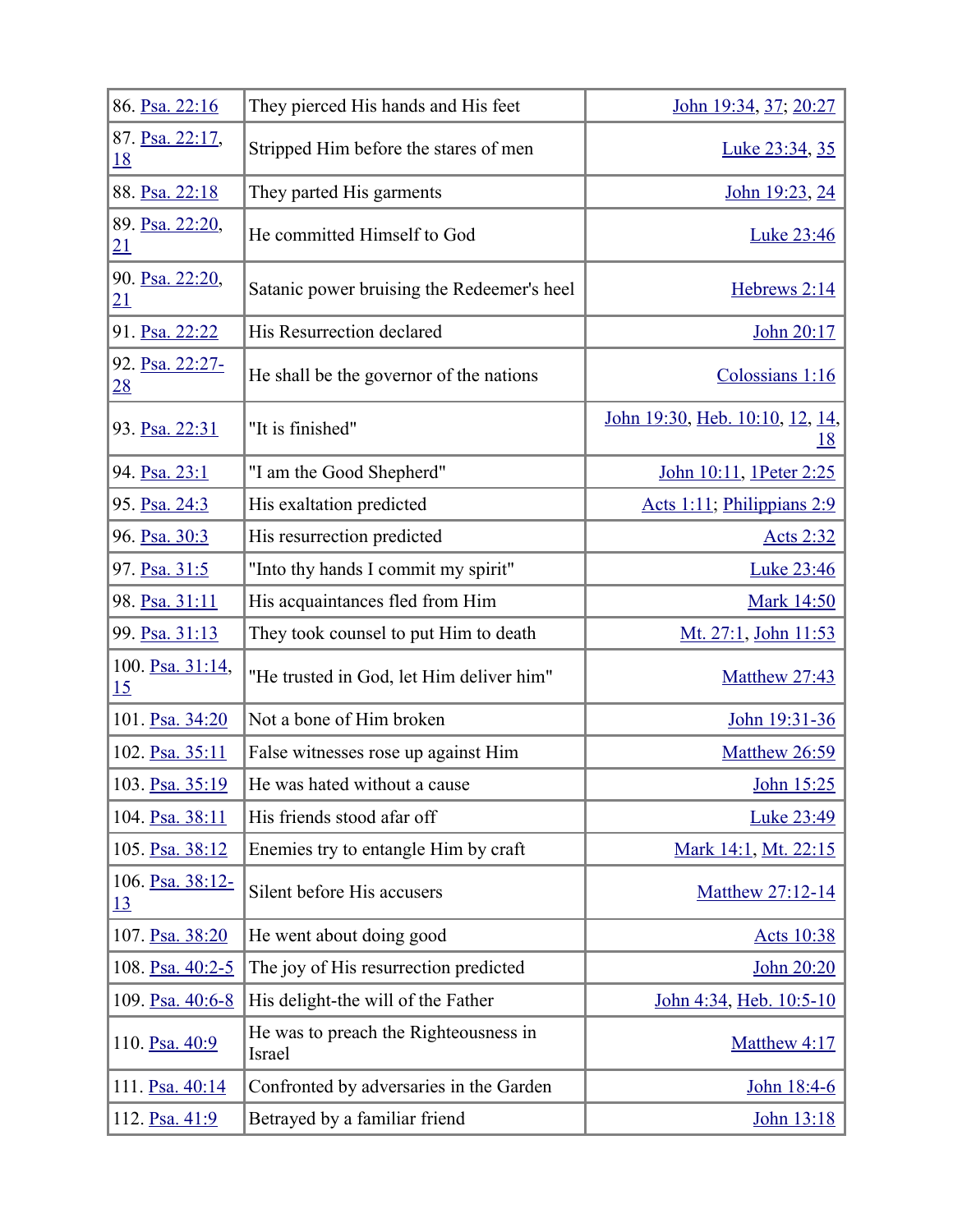| | | |
|---|---|---|
| 86. Psa. 22:16 | They pierced His hands and His feet | John 19:34, 37; 20:27 |
| 87. Psa. 22:17, 18 | Stripped Him before the stares of men | Luke 23:34, 35 |
| 88. Psa. 22:18 | They parted His garments | John 19:23, 24 |
| 89. Psa. 22:20, 21 | He committed Himself to God | Luke 23:46 |
| 90. Psa. 22:20, 21 | Satanic power bruising the Redeemer's heel | Hebrews 2:14 |
| 91. Psa. 22:22 | His Resurrection declared | John 20:17 |
| 92. Psa. 22:27-28 | He shall be the governor of the nations | Colossians 1:16 |
| 93. Psa. 22:31 | "It is finished" | John 19:30, Heb. 10:10, 12, 14, 18 |
| 94. Psa. 23:1 | "I am the Good Shepherd" | John 10:11, 1Peter 2:25 |
| 95. Psa. 24:3 | His exaltation predicted | Acts 1:11; Philippians 2:9 |
| 96. Psa. 30:3 | His resurrection predicted | Acts 2:32 |
| 97. Psa. 31:5 | "Into thy hands I commit my spirit" | Luke 23:46 |
| 98. Psa. 31:11 | His acquaintances fled from Him | Mark 14:50 |
| 99. Psa. 31:13 | They took counsel to put Him to death | Mt. 27:1, John 11:53 |
| 100. Psa. 31:14, 15 | "He trusted in God, let Him deliver him" | Matthew 27:43 |
| 101. Psa. 34:20 | Not a bone of Him broken | John 19:31-36 |
| 102. Psa. 35:11 | False witnesses rose up against Him | Matthew 26:59 |
| 103. Psa. 35:19 | He was hated without a cause | John 15:25 |
| 104. Psa. 38:11 | His friends stood afar off | Luke 23:49 |
| 105. Psa. 38:12 | Enemies try to entangle Him by craft | Mark 14:1, Mt. 22:15 |
| 106. Psa. 38:12-13 | Silent before His accusers | Matthew 27:12-14 |
| 107. Psa. 38:20 | He went about doing good | Acts 10:38 |
| 108. Psa. 40:2-5 | The joy of His resurrection predicted | John 20:20 |
| 109. Psa. 40:6-8 | His delight-the will of the Father | John 4:34, Heb. 10:5-10 |
| 110. Psa. 40:9 | He was to preach the Righteousness in Israel | Matthew 4:17 |
| 111. Psa. 40:14 | Confronted by adversaries in the Garden | John 18:4-6 |
| 112. Psa. 41:9 | Betrayed by a familiar friend | John 13:18 |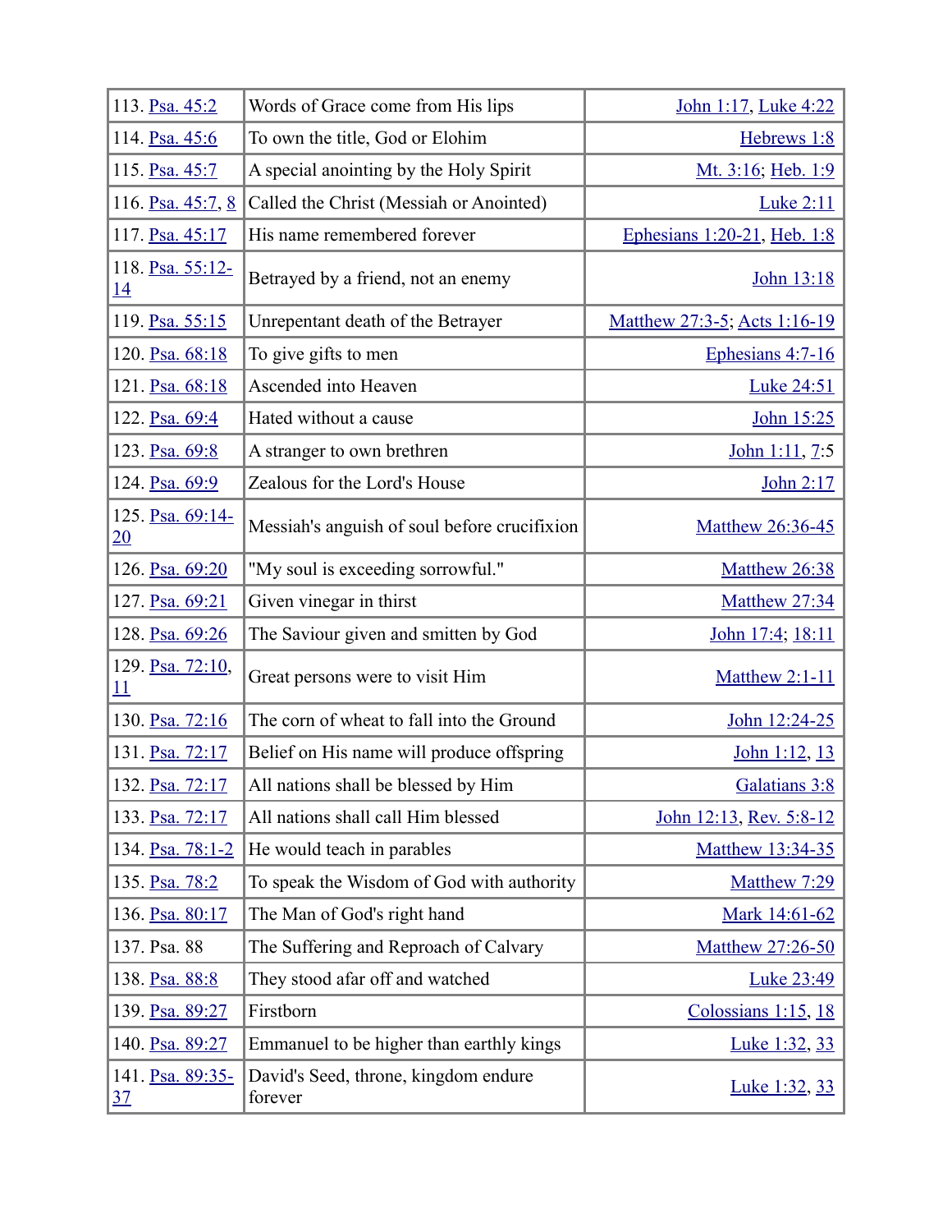| | | |
|---|---|---|
| 113. Psa. 45:2 | Words of Grace come from His lips | John 1:17, Luke 4:22 |
| 114. Psa. 45:6 | To own the title, God or Elohim | Hebrews 1:8 |
| 115. Psa. 45:7 | A special anointing by the Holy Spirit | Mt. 3:16; Heb. 1:9 |
| 116. Psa. 45:7, 8 | Called the Christ (Messiah or Anointed) | Luke 2:11 |
| 117. Psa. 45:17 | His name remembered forever | Ephesians 1:20-21, Heb. 1:8 |
| 118. Psa. 55:12-14 | Betrayed by a friend, not an enemy | John 13:18 |
| 119. Psa. 55:15 | Unrepentant death of the Betrayer | Matthew 27:3-5; Acts 1:16-19 |
| 120. Psa. 68:18 | To give gifts to men | Ephesians 4:7-16 |
| 121. Psa. 68:18 | Ascended into Heaven | Luke 24:51 |
| 122. Psa. 69:4 | Hated without a cause | John 15:25 |
| 123. Psa. 69:8 | A stranger to own brethren | John 1:11, 7:5 |
| 124. Psa. 69:9 | Zealous for the Lord's House | John 2:17 |
| 125. Psa. 69:14-20 | Messiah's anguish of soul before crucifixion | Matthew 26:36-45 |
| 126. Psa. 69:20 | "My soul is exceeding sorrowful." | Matthew 26:38 |
| 127. Psa. 69:21 | Given vinegar in thirst | Matthew 27:34 |
| 128. Psa. 69:26 | The Saviour given and smitten by God | John 17:4; 18:11 |
| 129. Psa. 72:10, 11 | Great persons were to visit Him | Matthew 2:1-11 |
| 130. Psa. 72:16 | The corn of wheat to fall into the Ground | John 12:24-25 |
| 131. Psa. 72:17 | Belief on His name will produce offspring | John 1:12, 13 |
| 132. Psa. 72:17 | All nations shall be blessed by Him | Galatians 3:8 |
| 133. Psa. 72:17 | All nations shall call Him blessed | John 12:13, Rev. 5:8-12 |
| 134. Psa. 78:1-2 | He would teach in parables | Matthew 13:34-35 |
| 135. Psa. 78:2 | To speak the Wisdom of God with authority | Matthew 7:29 |
| 136. Psa. 80:17 | The Man of God's right hand | Mark 14:61-62 |
| 137. Psa. 88 | The Suffering and Reproach of Calvary | Matthew 27:26-50 |
| 138. Psa. 88:8 | They stood afar off and watched | Luke 23:49 |
| 139. Psa. 89:27 | Firstborn | Colossians 1:15, 18 |
| 140. Psa. 89:27 | Emmanuel to be higher than earthly kings | Luke 1:32, 33 |
| 141. Psa. 89:35-37 | David's Seed, throne, kingdom endure forever | Luke 1:32, 33 |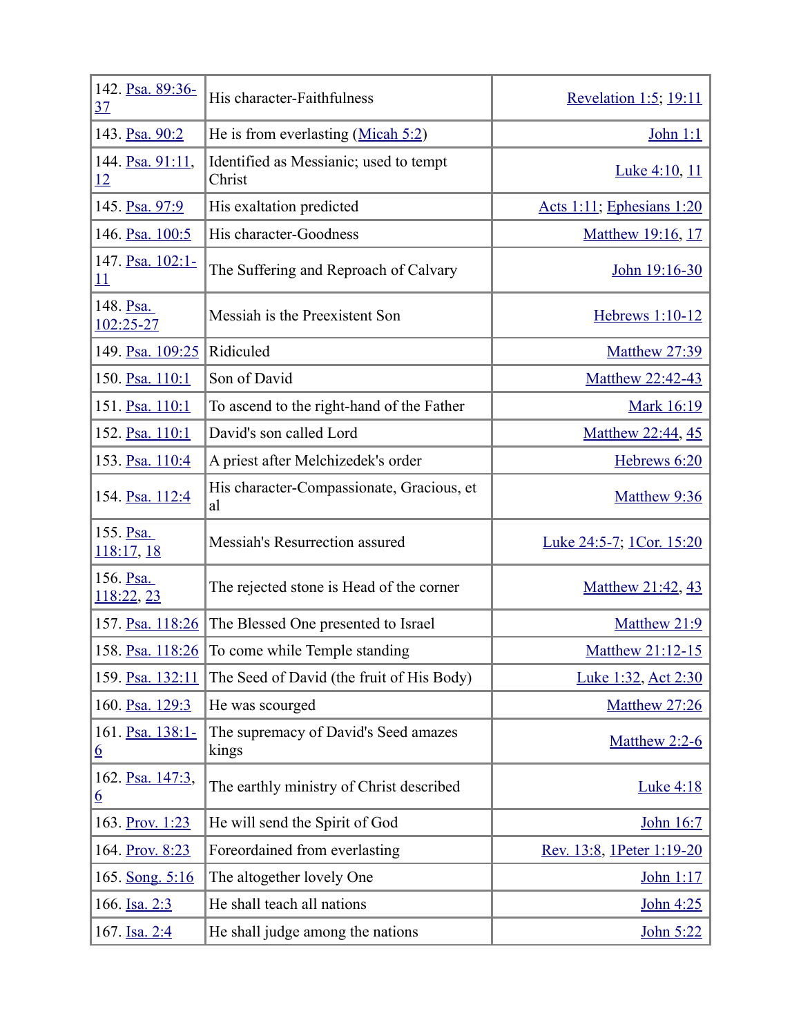| | | |
|---|---|---|
| 142. Psa. 89:36-37 | His character-Faithfulness | Revelation 1:5; 19:11 |
| 143. Psa. 90:2 | He is from everlasting (Micah 5:2) | John 1:1 |
| 144. Psa. 91:11, 12 | Identified as Messianic; used to tempt Christ | Luke 4:10, 11 |
| 145. Psa. 97:9 | His exaltation predicted | Acts 1:11; Ephesians 1:20 |
| 146. Psa. 100:5 | His character-Goodness | Matthew 19:16, 17 |
| 147. Psa. 102:1-11 | The Suffering and Reproach of Calvary | John 19:16-30 |
| 148. Psa. 102:25-27 | Messiah is the Preexistent Son | Hebrews 1:10-12 |
| 149. Psa. 109:25 | Ridiculed | Matthew 27:39 |
| 150. Psa. 110:1 | Son of David | Matthew 22:42-43 |
| 151. Psa. 110:1 | To ascend to the right-hand of the Father | Mark 16:19 |
| 152. Psa. 110:1 | David's son called Lord | Matthew 22:44, 45 |
| 153. Psa. 110:4 | A priest after Melchizedek's order | Hebrews 6:20 |
| 154. Psa. 112:4 | His character-Compassionate, Gracious, et al | Matthew 9:36 |
| 155. Psa. 118:17, 18 | Messiah's Resurrection assured | Luke 24:5-7; 1Cor. 15:20 |
| 156. Psa. 118:22, 23 | The rejected stone is Head of the corner | Matthew 21:42, 43 |
| 157. Psa. 118:26 | The Blessed One presented to Israel | Matthew 21:9 |
| 158. Psa. 118:26 | To come while Temple standing | Matthew 21:12-15 |
| 159. Psa. 132:11 | The Seed of David (the fruit of His Body) | Luke 1:32, Act 2:30 |
| 160. Psa. 129:3 | He was scourged | Matthew 27:26 |
| 161. Psa. 138:1-6 | The supremacy of David's Seed amazes kings | Matthew 2:2-6 |
| 162. Psa. 147:3, 6 | The earthly ministry of Christ described | Luke 4:18 |
| 163. Prov. 1:23 | He will send the Spirit of God | John 16:7 |
| 164. Prov. 8:23 | Foreordained from everlasting | Rev. 13:8, 1Peter 1:19-20 |
| 165. Song. 5:16 | The altogether lovely One | John 1:17 |
| 166. Isa. 2:3 | He shall teach all nations | John 4:25 |
| 167. Isa. 2:4 | He shall judge among the nations | John 5:22 |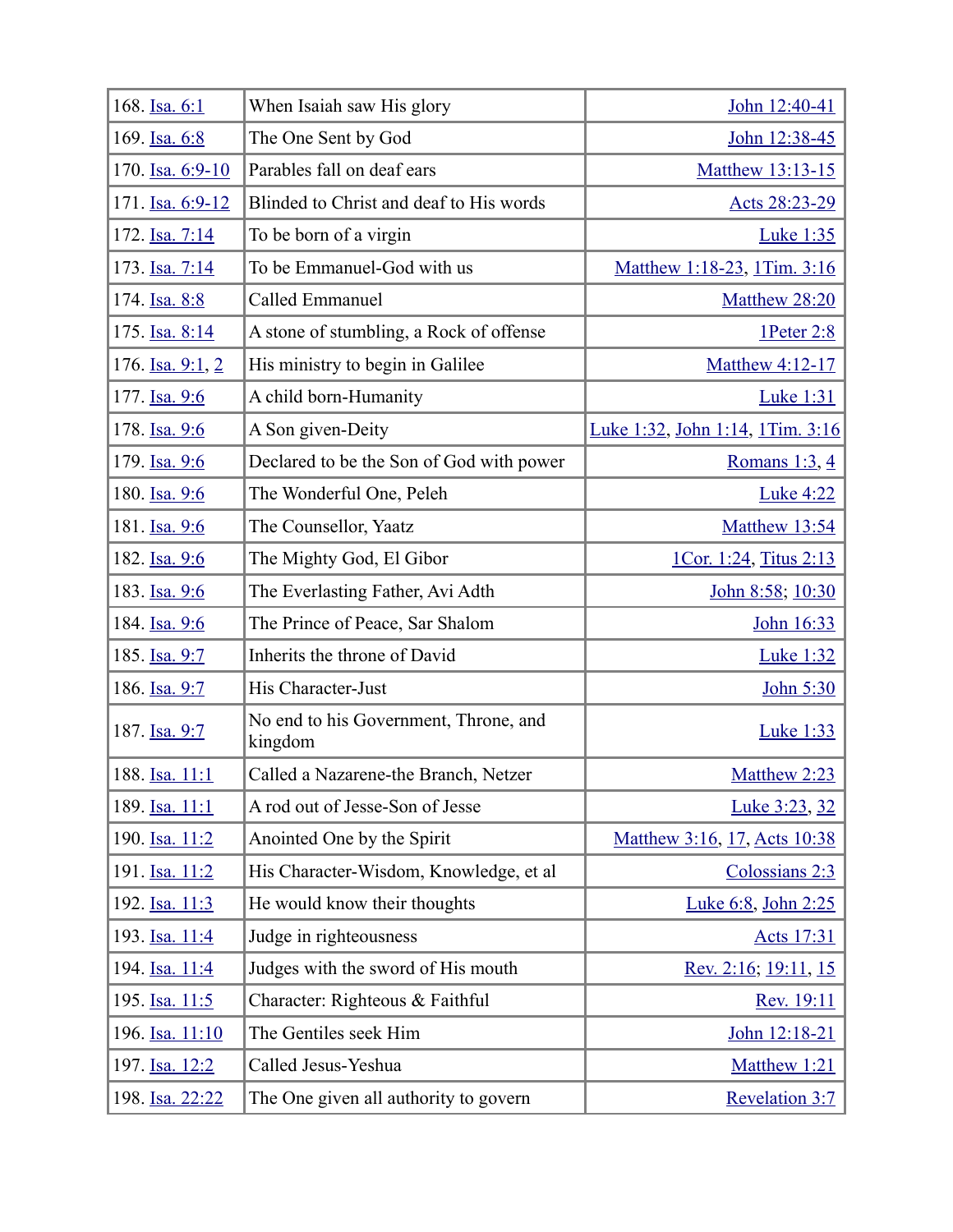| | | |
|---|---|---|
| 168. Isa. 6:1 | When Isaiah saw His glory | John 12:40-41 |
| 169. Isa. 6:8 | The One Sent by God | John 12:38-45 |
| 170. Isa. 6:9-10 | Parables fall on deaf ears | Matthew 13:13-15 |
| 171. Isa. 6:9-12 | Blinded to Christ and deaf to His words | Acts 28:23-29 |
| 172. Isa. 7:14 | To be born of a virgin | Luke 1:35 |
| 173. Isa. 7:14 | To be Emmanuel-God with us | Matthew 1:18-23, 1Tim. 3:16 |
| 174. Isa. 8:8 | Called Emmanuel | Matthew 28:20 |
| 175. Isa. 8:14 | A stone of stumbling, a Rock of offense | 1Peter 2:8 |
| 176. Isa. 9:1, 2 | His ministry to begin in Galilee | Matthew 4:12-17 |
| 177. Isa. 9:6 | A child born-Humanity | Luke 1:31 |
| 178. Isa. 9:6 | A Son given-Deity | Luke 1:32, John 1:14, 1Tim. 3:16 |
| 179. Isa. 9:6 | Declared to be the Son of God with power | Romans 1:3, 4 |
| 180. Isa. 9:6 | The Wonderful One, Peleh | Luke 4:22 |
| 181. Isa. 9:6 | The Counsellor, Yaatz | Matthew 13:54 |
| 182. Isa. 9:6 | The Mighty God, El Gibor | 1Cor. 1:24, Titus 2:13 |
| 183. Isa. 9:6 | The Everlasting Father, Avi Adth | John 8:58; 10:30 |
| 184. Isa. 9:6 | The Prince of Peace, Sar Shalom | John 16:33 |
| 185. Isa. 9:7 | Inherits the throne of David | Luke 1:32 |
| 186. Isa. 9:7 | His Character-Just | John 5:30 |
| 187. Isa. 9:7 | No end to his Government, Throne, and kingdom | Luke 1:33 |
| 188. Isa. 11:1 | Called a Nazarene-the Branch, Netzer | Matthew 2:23 |
| 189. Isa. 11:1 | A rod out of Jesse-Son of Jesse | Luke 3:23, 32 |
| 190. Isa. 11:2 | Anointed One by the Spirit | Matthew 3:16, 17, Acts 10:38 |
| 191. Isa. 11:2 | His Character-Wisdom, Knowledge, et al | Colossians 2:3 |
| 192. Isa. 11:3 | He would know their thoughts | Luke 6:8, John 2:25 |
| 193. Isa. 11:4 | Judge in righteousness | Acts 17:31 |
| 194. Isa. 11:4 | Judges with the sword of His mouth | Rev. 2:16; 19:11, 15 |
| 195. Isa. 11:5 | Character: Righteous & Faithful | Rev. 19:11 |
| 196. Isa. 11:10 | The Gentiles seek Him | John 12:18-21 |
| 197. Isa. 12:2 | Called Jesus-Yeshua | Matthew 1:21 |
| 198. Isa. 22:22 | The One given all authority to govern | Revelation 3:7 |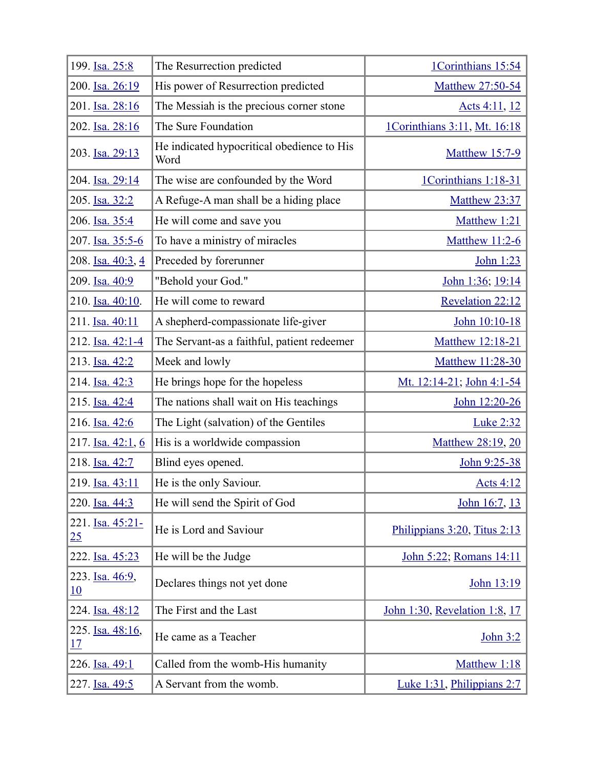| | | |
|---|---|---|
| 199. Isa. 25:8 | The Resurrection predicted | 1Corinthians 15:54 |
| 200. Isa. 26:19 | His power of Resurrection predicted | Matthew 27:50-54 |
| 201. Isa. 28:16 | The Messiah is the precious corner stone | Acts 4:11, 12 |
| 202. Isa. 28:16 | The Sure Foundation | 1Corinthians 3:11, Mt. 16:18 |
| 203. Isa. 29:13 | He indicated hypocritical obedience to His Word | Matthew 15:7-9 |
| 204. Isa. 29:14 | The wise are confounded by the Word | 1Corinthians 1:18-31 |
| 205. Isa. 32:2 | A Refuge-A man shall be a hiding place | Matthew 23:37 |
| 206. Isa. 35:4 | He will come and save you | Matthew 1:21 |
| 207. Isa. 35:5-6 | To have a ministry of miracles | Matthew 11:2-6 |
| 208. Isa. 40:3, 4 | Preceded by forerunner | John 1:23 |
| 209. Isa. 40:9 | "Behold your God." | John 1:36; 19:14 |
| 210. Isa. 40:10. | He will come to reward | Revelation 22:12 |
| 211. Isa. 40:11 | A shepherd-compassionate life-giver | John 10:10-18 |
| 212. Isa. 42:1-4 | The Servant-as a faithful, patient redeemer | Matthew 12:18-21 |
| 213. Isa. 42:2 | Meek and lowly | Matthew 11:28-30 |
| 214. Isa. 42:3 | He brings hope for the hopeless | Mt. 12:14-21; John 4:1-54 |
| 215. Isa. 42:4 | The nations shall wait on His teachings | John 12:20-26 |
| 216. Isa. 42:6 | The Light (salvation) of the Gentiles | Luke 2:32 |
| 217. Isa. 42:1, 6 | His is a worldwide compassion | Matthew 28:19, 20 |
| 218. Isa. 42:7 | Blind eyes opened. | John 9:25-38 |
| 219. Isa. 43:11 | He is the only Saviour. | Acts 4:12 |
| 220. Isa. 44:3 | He will send the Spirit of God | John 16:7, 13 |
| 221. Isa. 45:21-25 | He is Lord and Saviour | Philippians 3:20, Titus 2:13 |
| 222. Isa. 45:23 | He will be the Judge | John 5:22; Romans 14:11 |
| 223. Isa. 46:9, 10 | Declares things not yet done | John 13:19 |
| 224. Isa. 48:12 | The First and the Last | John 1:30, Revelation 1:8, 17 |
| 225. Isa. 48:16, 17 | He came as a Teacher | John 3:2 |
| 226. Isa. 49:1 | Called from the womb-His humanity | Matthew 1:18 |
| 227. Isa. 49:5 | A Servant from the womb. | Luke 1:31, Philippians 2:7 |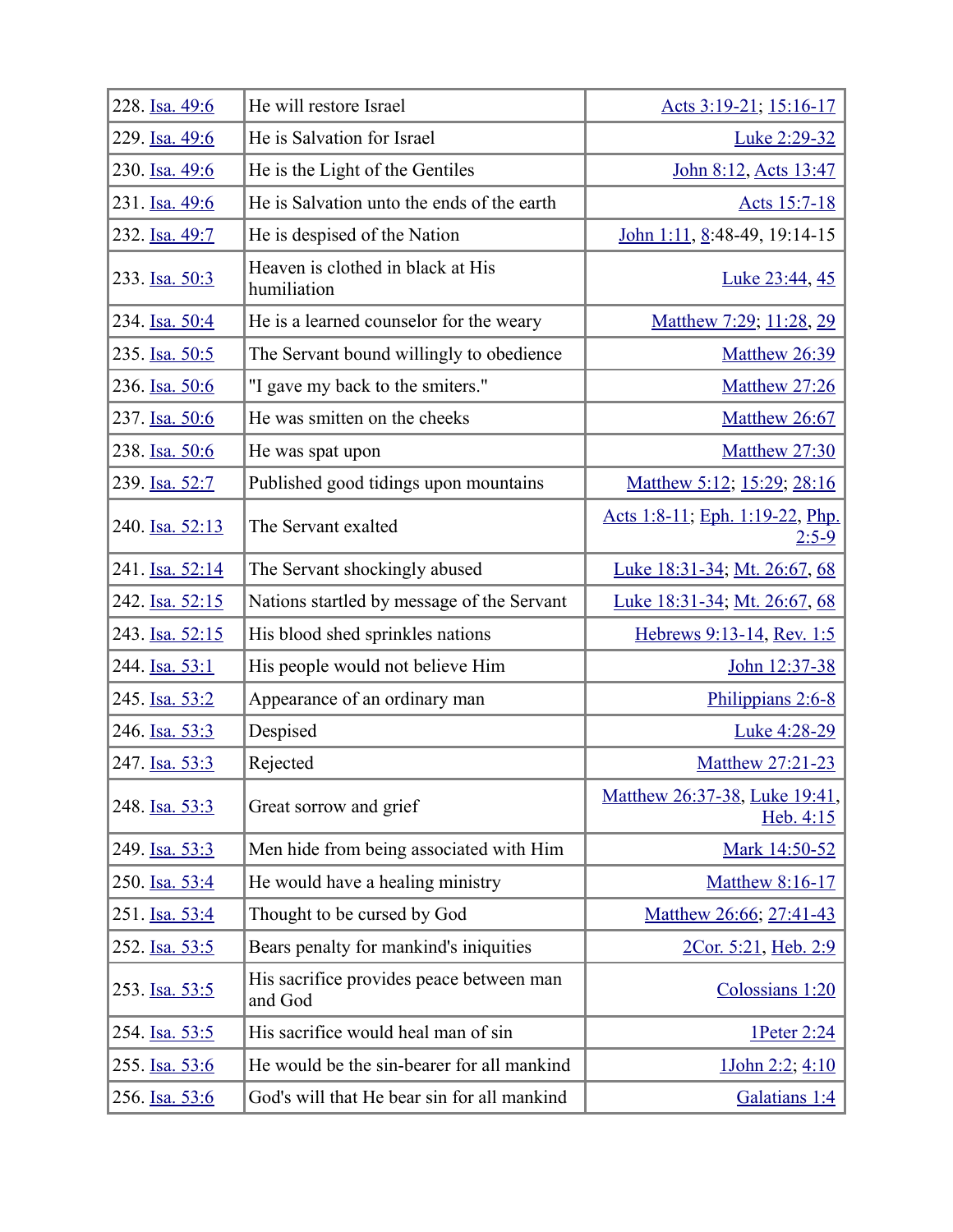| 228. Isa. 49:6 | He will restore Israel | Acts 3:19-21; 15:16-17 |
|---|---|---|
| 229. Isa. 49:6 | He is Salvation for Israel | Luke 2:29-32 |
| 230. Isa. 49:6 | He is the Light of the Gentiles | John 8:12, Acts 13:47 |
| 231. Isa. 49:6 | He is Salvation unto the ends of the earth | Acts 15:7-18 |
| 232. Isa. 49:7 | He is despised of the Nation | John 1:11, 8:48-49, 19:14-15 |
| 233. Isa. 50:3 | Heaven is clothed in black at His humiliation | Luke 23:44, 45 |
| 234. Isa. 50:4 | He is a learned counselor for the weary | Matthew 7:29; 11:28, 29 |
| 235. Isa. 50:5 | The Servant bound willingly to obedience | Matthew 26:39 |
| 236. Isa. 50:6 | "I gave my back to the smiters." | Matthew 27:26 |
| 237. Isa. 50:6 | He was smitten on the cheeks | Matthew 26:67 |
| 238. Isa. 50:6 | He was spat upon | Matthew 27:30 |
| 239. Isa. 52:7 | Published good tidings upon mountains | Matthew 5:12; 15:29; 28:16 |
| 240. Isa. 52:13 | The Servant exalted | Acts 1:8-11; Eph. 1:19-22, Php. 2:5-9 |
| 241. Isa. 52:14 | The Servant shockingly abused | Luke 18:31-34; Mt. 26:67, 68 |
| 242. Isa. 52:15 | Nations startled by message of the Servant | Luke 18:31-34; Mt. 26:67, 68 |
| 243. Isa. 52:15 | His blood shed sprinkles nations | Hebrews 9:13-14, Rev. 1:5 |
| 244. Isa. 53:1 | His people would not believe Him | John 12:37-38 |
| 245. Isa. 53:2 | Appearance of an ordinary man | Philippians 2:6-8 |
| 246. Isa. 53:3 | Despised | Luke 4:28-29 |
| 247. Isa. 53:3 | Rejected | Matthew 27:21-23 |
| 248. Isa. 53:3 | Great sorrow and grief | Matthew 26:37-38, Luke 19:41, Heb. 4:15 |
| 249. Isa. 53:3 | Men hide from being associated with Him | Mark 14:50-52 |
| 250. Isa. 53:4 | He would have a healing ministry | Matthew 8:16-17 |
| 251. Isa. 53:4 | Thought to be cursed by God | Matthew 26:66; 27:41-43 |
| 252. Isa. 53:5 | Bears penalty for mankind's iniquities | 2Cor. 5:21, Heb. 2:9 |
| 253. Isa. 53:5 | His sacrifice provides peace between man and God | Colossians 1:20 |
| 254. Isa. 53:5 | His sacrifice would heal man of sin | 1Peter 2:24 |
| 255. Isa. 53:6 | He would be the sin-bearer for all mankind | 1John 2:2; 4:10 |
| 256. Isa. 53:6 | God's will that He bear sin for all mankind | Galatians 1:4 |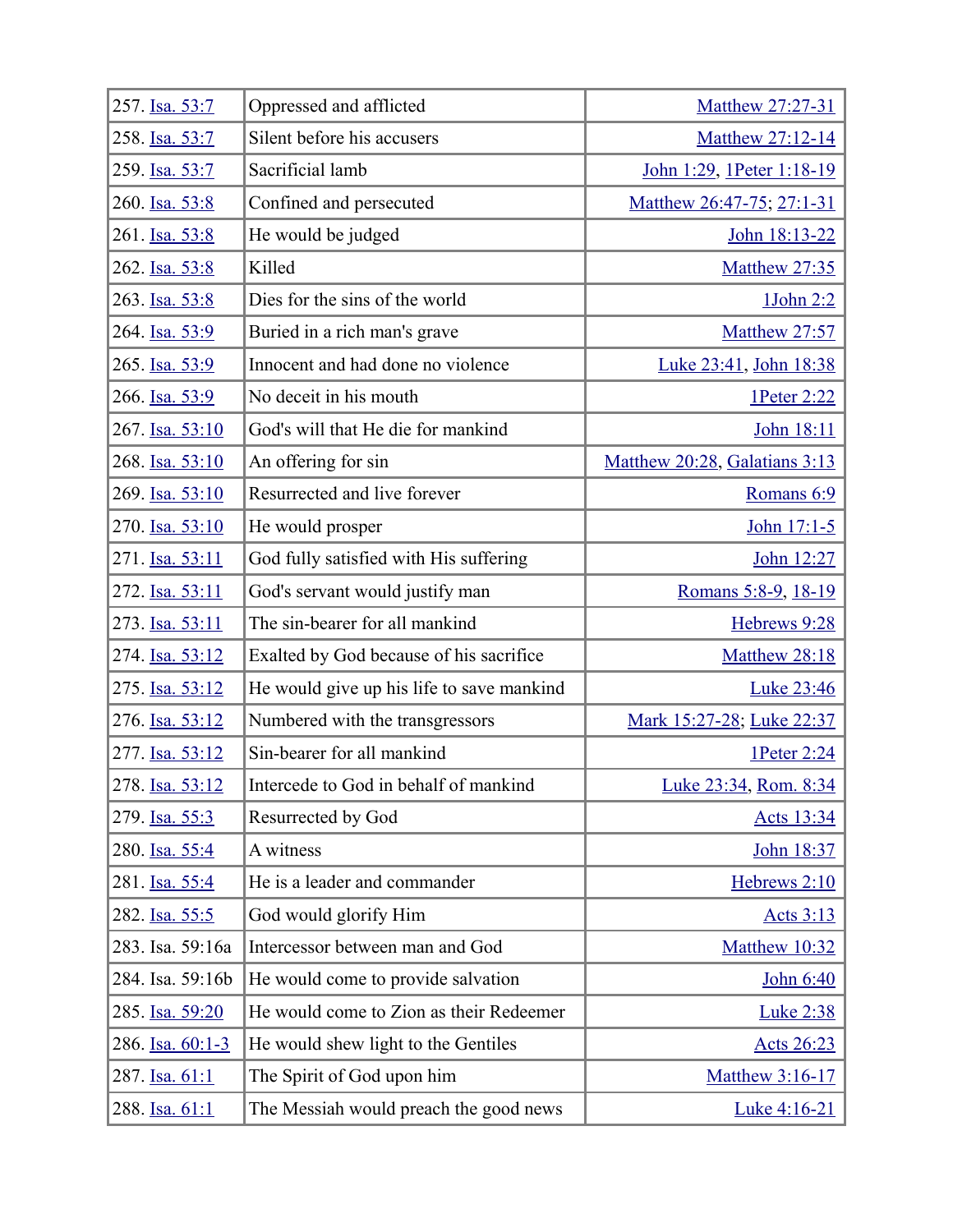| | | |
|---|---|---|
| 257. Isa. 53:7 | Oppressed and afflicted | Matthew 27:27-31 |
| 258. Isa. 53:7 | Silent before his accusers | Matthew 27:12-14 |
| 259. Isa. 53:7 | Sacrificial lamb | John 1:29, 1Peter 1:18-19 |
| 260. Isa. 53:8 | Confined and persecuted | Matthew 26:47-75; 27:1-31 |
| 261. Isa. 53:8 | He would be judged | John 18:13-22 |
| 262. Isa. 53:8 | Killed | Matthew 27:35 |
| 263. Isa. 53:8 | Dies for the sins of the world | 1John 2:2 |
| 264. Isa. 53:9 | Buried in a rich man's grave | Matthew 27:57 |
| 265. Isa. 53:9 | Innocent and had done no violence | Luke 23:41, John 18:38 |
| 266. Isa. 53:9 | No deceit in his mouth | 1Peter 2:22 |
| 267. Isa. 53:10 | God's will that He die for mankind | John 18:11 |
| 268. Isa. 53:10 | An offering for sin | Matthew 20:28, Galatians 3:13 |
| 269. Isa. 53:10 | Resurrected and live forever | Romans 6:9 |
| 270. Isa. 53:10 | He would prosper | John 17:1-5 |
| 271. Isa. 53:11 | God fully satisfied with His suffering | John 12:27 |
| 272. Isa. 53:11 | God's servant would justify man | Romans 5:8-9, 18-19 |
| 273. Isa. 53:11 | The sin-bearer for all mankind | Hebrews 9:28 |
| 274. Isa. 53:12 | Exalted by God because of his sacrifice | Matthew 28:18 |
| 275. Isa. 53:12 | He would give up his life to save mankind | Luke 23:46 |
| 276. Isa. 53:12 | Numbered with the transgressors | Mark 15:27-28; Luke 22:37 |
| 277. Isa. 53:12 | Sin-bearer for all mankind | 1Peter 2:24 |
| 278. Isa. 53:12 | Intercede to God in behalf of mankind | Luke 23:34, Rom. 8:34 |
| 279. Isa. 55:3 | Resurrected by God | Acts 13:34 |
| 280. Isa. 55:4 | A witness | John 18:37 |
| 281. Isa. 55:4 | He is a leader and commander | Hebrews 2:10 |
| 282. Isa. 55:5 | God would glorify Him | Acts 3:13 |
| 283. Isa. 59:16a | Intercessor between man and God | Matthew 10:32 |
| 284. Isa. 59:16b | He would come to provide salvation | John 6:40 |
| 285. Isa. 59:20 | He would come to Zion as their Redeemer | Luke 2:38 |
| 286. Isa. 60:1-3 | He would shew light to the Gentiles | Acts 26:23 |
| 287. Isa. 61:1 | The Spirit of God upon him | Matthew 3:16-17 |
| 288. Isa. 61:1 | The Messiah would preach the good news | Luke 4:16-21 |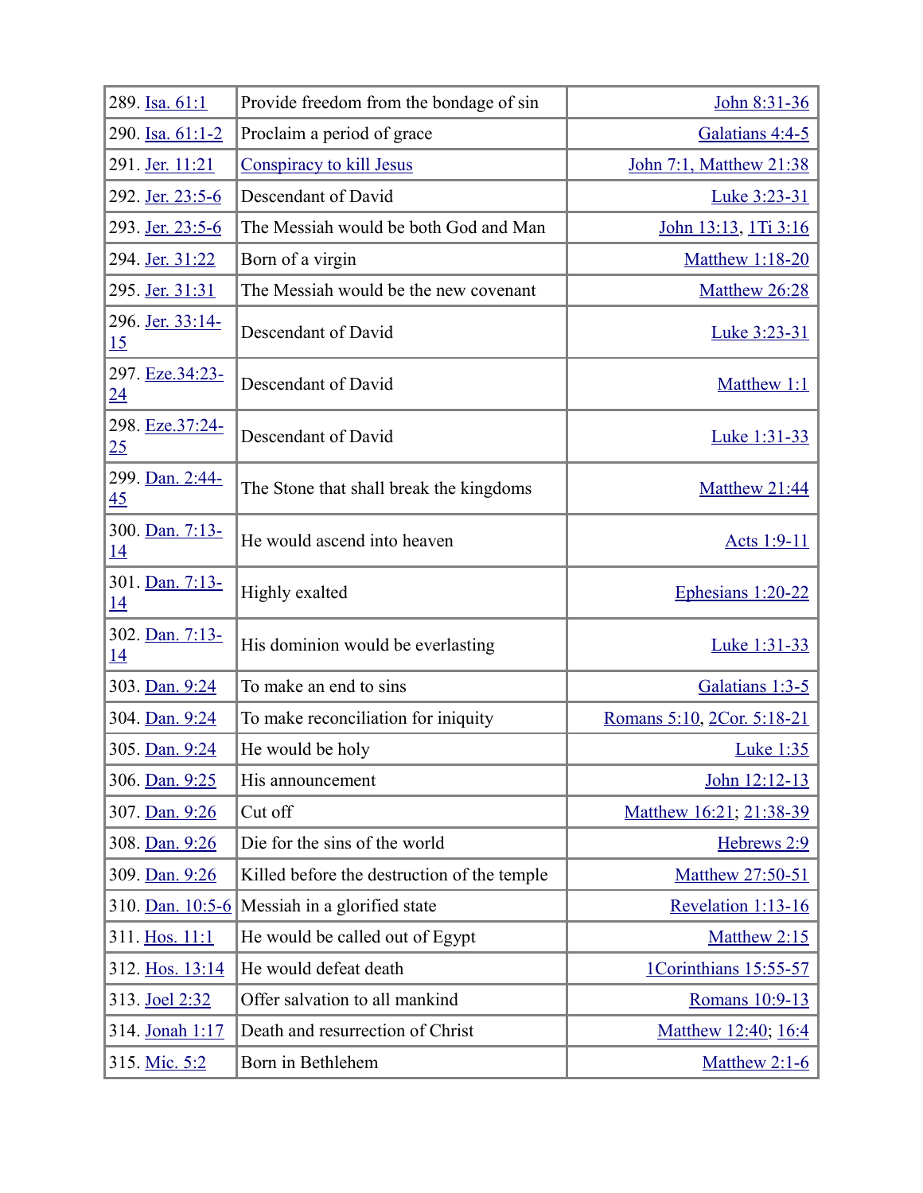| | | |
|---|---|---|
| 289. Isa. 61:1 | Provide freedom from the bondage of sin | John 8:31-36 |
| 290. Isa. 61:1-2 | Proclaim a period of grace | Galatians 4:4-5 |
| 291. Jer. 11:21 | Conspiracy to kill Jesus | John 7:1, Matthew 21:38 |
| 292. Jer. 23:5-6 | Descendant of David | Luke 3:23-31 |
| 293. Jer. 23:5-6 | The Messiah would be both God and Man | John 13:13, 1Ti 3:16 |
| 294. Jer. 31:22 | Born of a virgin | Matthew 1:18-20 |
| 295. Jer. 31:31 | The Messiah would be the new covenant | Matthew 26:28 |
| 296. Jer. 33:14-15 | Descendant of David | Luke 3:23-31 |
| 297. Eze.34:23-24 | Descendant of David | Matthew 1:1 |
| 298. Eze.37:24-25 | Descendant of David | Luke 1:31-33 |
| 299. Dan. 2:44-45 | The Stone that shall break the kingdoms | Matthew 21:44 |
| 300. Dan. 7:13-14 | He would ascend into heaven | Acts 1:9-11 |
| 301. Dan. 7:13-14 | Highly exalted | Ephesians 1:20-22 |
| 302. Dan. 7:13-14 | His dominion would be everlasting | Luke 1:31-33 |
| 303. Dan. 9:24 | To make an end to sins | Galatians 1:3-5 |
| 304. Dan. 9:24 | To make reconciliation for iniquity | Romans 5:10, 2Cor. 5:18-21 |
| 305. Dan. 9:24 | He would be holy | Luke 1:35 |
| 306. Dan. 9:25 | His announcement | John 12:12-13 |
| 307. Dan. 9:26 | Cut off | Matthew 16:21; 21:38-39 |
| 308. Dan. 9:26 | Die for the sins of the world | Hebrews 2:9 |
| 309. Dan. 9:26 | Killed before the destruction of the temple | Matthew 27:50-51 |
| 310. Dan. 10:5-6 | Messiah in a glorified state | Revelation 1:13-16 |
| 311. Hos. 11:1 | He would be called out of Egypt | Matthew 2:15 |
| 312. Hos. 13:14 | He would defeat death | 1Corinthians 15:55-57 |
| 313. Joel 2:32 | Offer salvation to all mankind | Romans 10:9-13 |
| 314. Jonah 1:17 | Death and resurrection of Christ | Matthew 12:40; 16:4 |
| 315. Mic. 5:2 | Born in Bethlehem | Matthew 2:1-6 |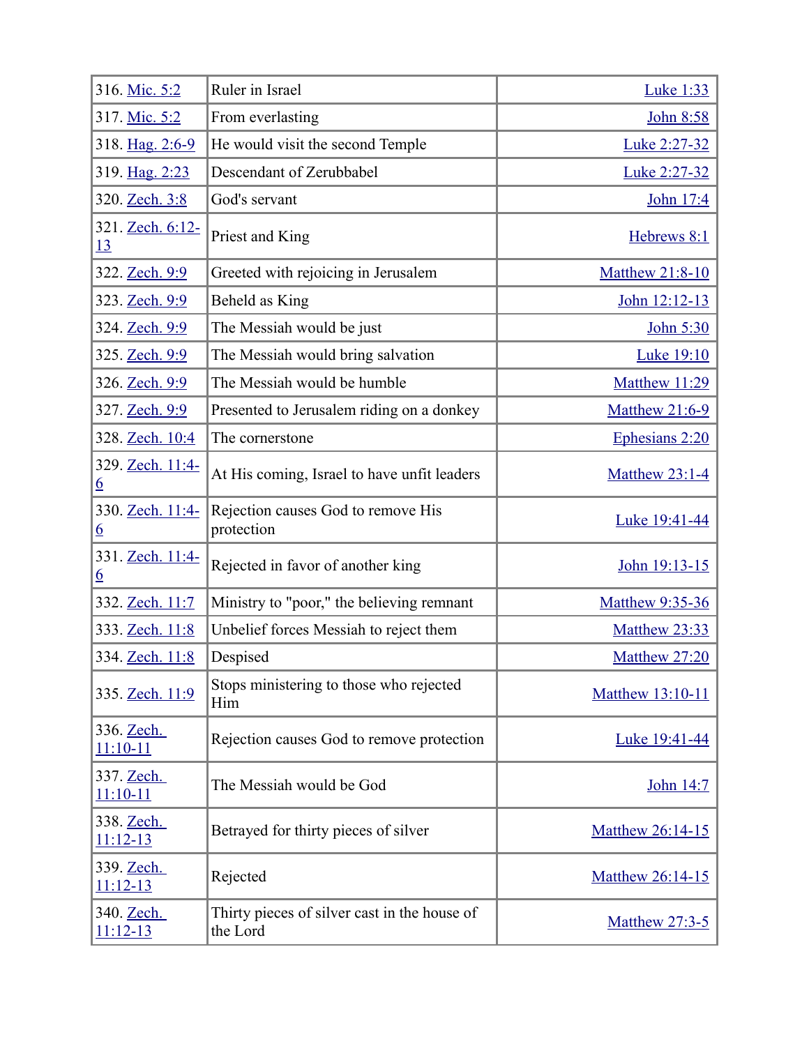| | | |
|---|---|---|
| 316. Mic. 5:2 | Ruler in Israel | Luke 1:33 |
| 317. Mic. 5:2 | From everlasting | John 8:58 |
| 318. Hag. 2:6-9 | He would visit the second Temple | Luke 2:27-32 |
| 319. Hag. 2:23 | Descendant of Zerubbabel | Luke 2:27-32 |
| 320. Zech. 3:8 | God's servant | John 17:4 |
| 321. Zech. 6:12-13 | Priest and King | Hebrews 8:1 |
| 322. Zech. 9:9 | Greeted with rejoicing in Jerusalem | Matthew 21:8-10 |
| 323. Zech. 9:9 | Beheld as King | John 12:12-13 |
| 324. Zech. 9:9 | The Messiah would be just | John 5:30 |
| 325. Zech. 9:9 | The Messiah would bring salvation | Luke 19:10 |
| 326. Zech. 9:9 | The Messiah would be humble | Matthew 11:29 |
| 327. Zech. 9:9 | Presented to Jerusalem riding on a donkey | Matthew 21:6-9 |
| 328. Zech. 10:4 | The cornerstone | Ephesians 2:20 |
| 329. Zech. 11:4-6 | At His coming, Israel to have unfit leaders | Matthew 23:1-4 |
| 330. Zech. 11:4-6 | Rejection causes God to remove His protection | Luke 19:41-44 |
| 331. Zech. 11:4-6 | Rejected in favor of another king | John 19:13-15 |
| 332. Zech. 11:7 | Ministry to "poor," the believing remnant | Matthew 9:35-36 |
| 333. Zech. 11:8 | Unbelief forces Messiah to reject them | Matthew 23:33 |
| 334. Zech. 11:8 | Despised | Matthew 27:20 |
| 335. Zech. 11:9 | Stops ministering to those who rejected Him | Matthew 13:10-11 |
| 336. Zech. 11:10-11 | Rejection causes God to remove protection | Luke 19:41-44 |
| 337. Zech. 11:10-11 | The Messiah would be God | John 14:7 |
| 338. Zech. 11:12-13 | Betrayed for thirty pieces of silver | Matthew 26:14-15 |
| 339. Zech. 11:12-13 | Rejected | Matthew 26:14-15 |
| 340. Zech. 11:12-13 | Thirty pieces of silver cast in the house of the Lord | Matthew 27:3-5 |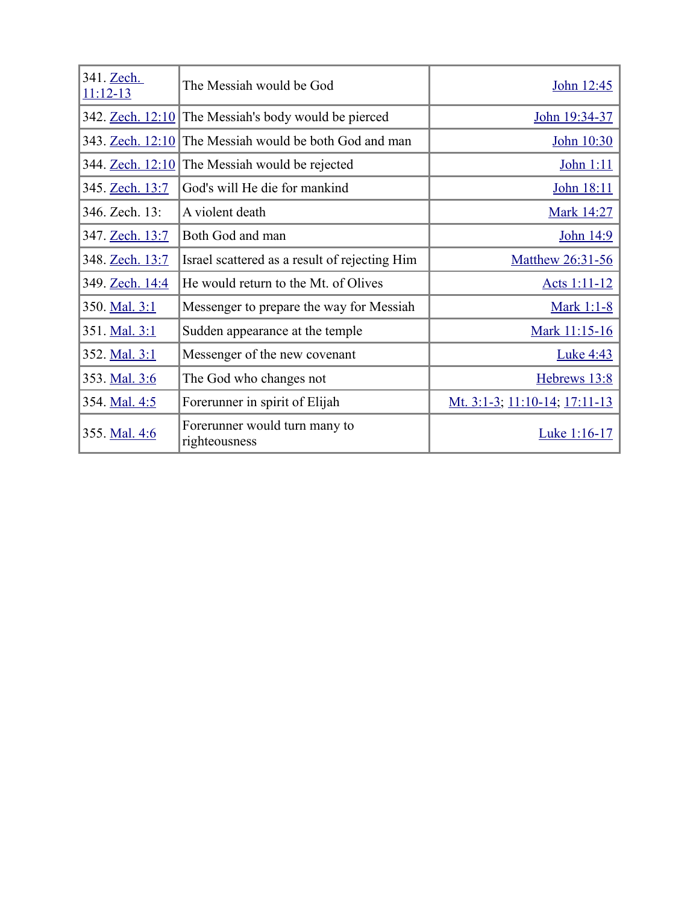| | | |
|---|---|---|
| 341. Zech. 11:12-13 | The Messiah would be God | John 12:45 |
| 342. Zech. 12:10 | The Messiah's body would be pierced | John 19:34-37 |
| 343. Zech. 12:10 | The Messiah would be both God and man | John 10:30 |
| 344. Zech. 12:10 | The Messiah would be rejected | John 1:11 |
| 345. Zech. 13:7 | God's will He die for mankind | John 18:11 |
| 346. Zech. 13: | A violent death | Mark 14:27 |
| 347. Zech. 13:7 | Both God and man | John 14:9 |
| 348. Zech. 13:7 | Israel scattered as a result of rejecting Him | Matthew 26:31-56 |
| 349. Zech. 14:4 | He would return to the Mt. of Olives | Acts 1:11-12 |
| 350. Mal. 3:1 | Messenger to prepare the way for Messiah | Mark 1:1-8 |
| 351. Mal. 3:1 | Sudden appearance at the temple | Mark 11:15-16 |
| 352. Mal. 3:1 | Messenger of the new covenant | Luke 4:43 |
| 353. Mal. 3:6 | The God who changes not | Hebrews 13:8 |
| 354. Mal. 4:5 | Forerunner in spirit of Elijah | Mt. 3:1-3; 11:10-14; 17:11-13 |
| 355. Mal. 4:6 | Forerunner would turn many to righteousness | Luke 1:16-17 |